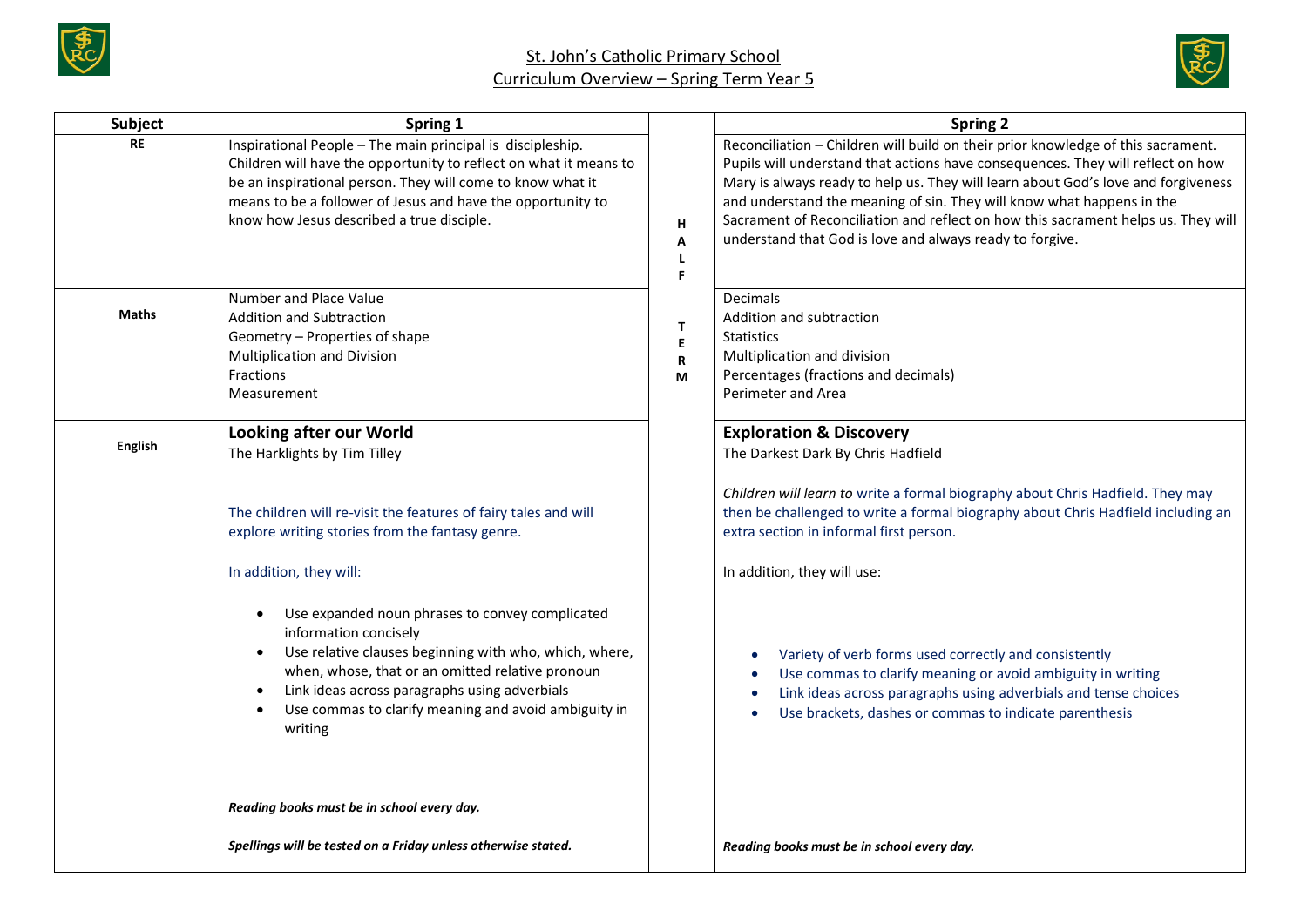# St. John's Catholic Primary School

## Curriculum Overview – Spring Term Year 5

| Subject | Spring 1 | | Spring 2 |
|---|---|---|---|
| **RE** | Inspirational People – The main principal is discipleship. Children will have the opportunity to reflect on what it means to be an inspirational person. They will come to know what it means to be a follower of Jesus and have the opportunity to know how Jesus described a true disciple. | **HALF TERM** | Reconciliation – Children will build on their prior knowledge of this sacrament. Pupils will understand that actions have consequences. They will reflect on how Mary is always ready to help us. They will learn about God's love and forgiveness and understand the meaning of sin. They will know what happens in the Sacrament of Reconciliation and reflect on how this sacrament helps us. They will understand that God is love and always ready to forgive. |
| **Maths** | Number and Place Value<br>Addition and Subtraction<br>Geometry – Properties of shape<br>Multiplication and Division<br>Fractions<br>Measurement | | Decimals<br>Addition and subtraction<br>Statistics<br>Multiplication and division<br>Percentages (fractions and decimals)<br>Perimeter and Area |
| **English** | **Looking after our World**<br>The Harklights by Tim Tilley<br><br>The children will re-visit the features of fairy tales and will explore writing stories from the fantasy genre.<br><br>In addition, they will:<br>• Use expanded noun phrases to convey complicated information concisely<br>• Use relative clauses beginning with who, which, where, when, whose, that or an omitted relative pronoun<br>• Link ideas across paragraphs using adverbials<br>• Use commas to clarify meaning and avoid ambiguity in writing<br><br>***Reading books must be in school every day.***<br><br>***Spellings will be tested on a Friday unless otherwise stated.*** | | **Exploration & Discovery**<br>The Darkest Dark By Chris Hadfield<br><br>*Children will learn to* write a formal biography about Chris Hadfield. They may then be challenged to write a formal biography about Chris Hadfield including an extra section in informal first person.<br><br>In addition, they will use:<br>• Variety of verb forms used correctly and consistently<br>• Use commas to clarify meaning or avoid ambiguity in writing<br>• Link ideas across paragraphs using adverbials and tense choices<br>• Use brackets, dashes or commas to indicate parenthesis<br><br>***Reading books must be in school every day.*** |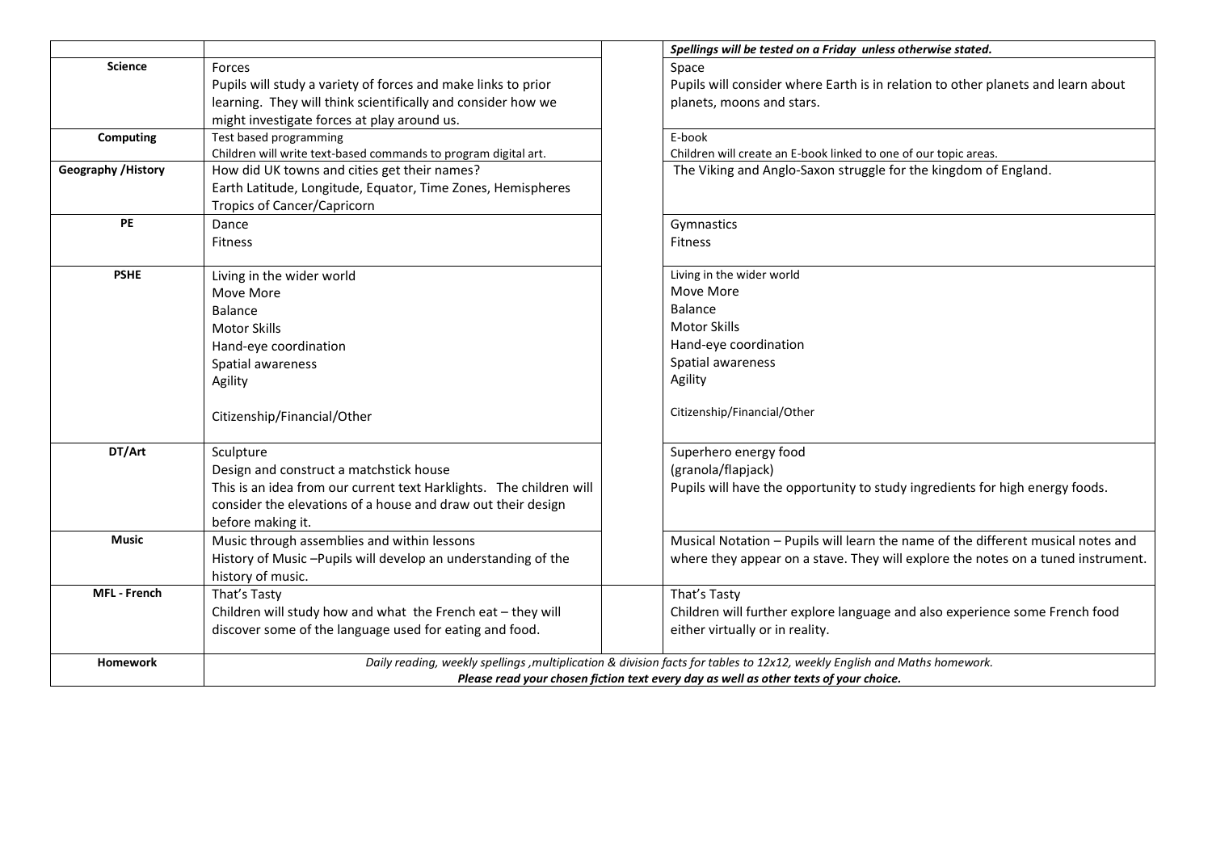| | | | |
|---|---|---|---|
| | | | ***Spellings will be tested on a Friday unless otherwise stated.*** |
| **Science** | Forces<br>Pupils will study a variety of forces and make links to prior learning. They will think scientifically and consider how we might investigate forces at play around us. | | Space<br>Pupils will consider where Earth is in relation to other planets and learn about planets, moons and stars. |
| **Computing** | Test based programming<br>Children will write text-based commands to program digital art. | | E-book<br>Children will create an E-book linked to one of our topic areas. |
| **Geography /History** | How did UK towns and cities get their names?<br>Earth Latitude, Longitude, Equator, Time Zones, Hemispheres<br>Tropics of Cancer/Capricorn | | The Viking and Anglo-Saxon struggle for the kingdom of England. |
| **PE** | Dance<br>Fitness | | Gymnastics<br>Fitness |
| **PSHE** | Living in the wider world<br>Move More<br>Balance<br>Motor Skills<br>Hand-eye coordination<br>Spatial awareness<br>Agility<br><br>Citizenship/Financial/Other | | Living in the wider world<br>Move More<br>Balance<br>Motor Skills<br>Hand-eye coordination<br>Spatial awareness<br>Agility<br><br>Citizenship/Financial/Other |
| **DT/Art** | Sculpture<br>Design and construct a matchstick house<br>This is an idea from our current text Harklights. The children will consider the elevations of a house and draw out their design before making it. | | Superhero energy food<br>(granola/flapjack)<br>Pupils will have the opportunity to study ingredients for high energy foods. |
| **Music** | Music through assemblies and within lessons<br>History of Music –Pupils will develop an understanding of the history of music. | | Musical Notation – Pupils will learn the name of the different musical notes and where they appear on a stave. They will explore the notes on a tuned instrument. |
| **MFL - French** | That's Tasty<br>Children will study how and what the French eat – they will discover some of the language used for eating and food. | | That's Tasty<br>Children will further explore language and also experience some French food either virtually or in reality. |
| **Homework** | *Daily reading, weekly spellings ,multiplication & division facts for tables to 12x12, weekly English and Maths homework.*<br>***Please read your chosen fiction text every day as well as other texts of your choice.*** | | |